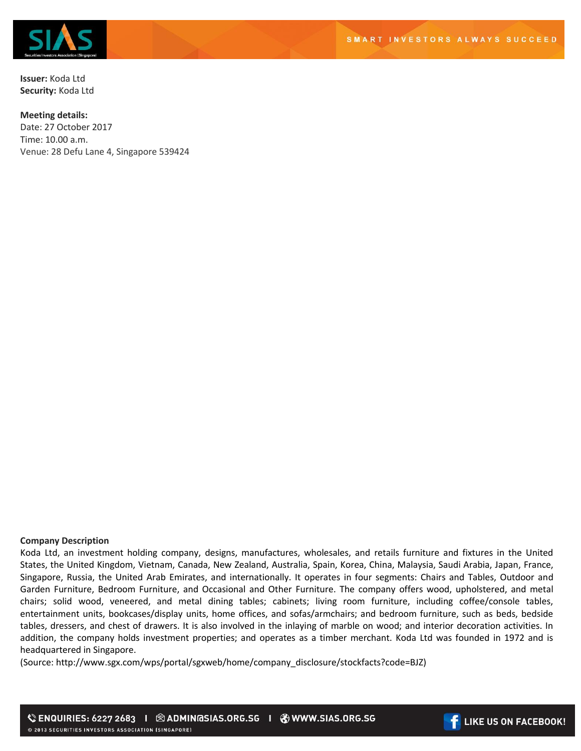**Issuer:** Koda Ltd
**Security:** Koda Ltd

**Meeting details:**
Date: 27 October 2017
Time: 10.00 a.m.
Venue: 28 Defu Lane 4, Singapore 539424

**Company Description**

Koda Ltd, an investment holding company, designs, manufactures, wholesales, and retails furniture and fixtures in the United States, the United Kingdom, Vietnam, Canada, New Zealand, Australia, Spain, Korea, China, Malaysia, Saudi Arabia, Japan, France, Singapore, Russia, the United Arab Emirates, and internationally. It operates in four segments: Chairs and Tables, Outdoor and Garden Furniture, Bedroom Furniture, and Occasional and Other Furniture. The company offers wood, upholstered, and metal chairs; solid wood, veneered, and metal dining tables; cabinets; living room furniture, including coffee/console tables, entertainment units, bookcases/display units, home offices, and sofas/armchairs; and bedroom furniture, such as beds, bedside tables, dressers, and chest of drawers. It is also involved in the inlaying of marble on wood; and interior decoration activities. In addition, the company holds investment properties; and operates as a timber merchant. Koda Ltd was founded in 1972 and is headquartered in Singapore.

(Source: http://www.sgx.com/wps/portal/sgxweb/home/company_disclosure/stockfacts?code=BJZ)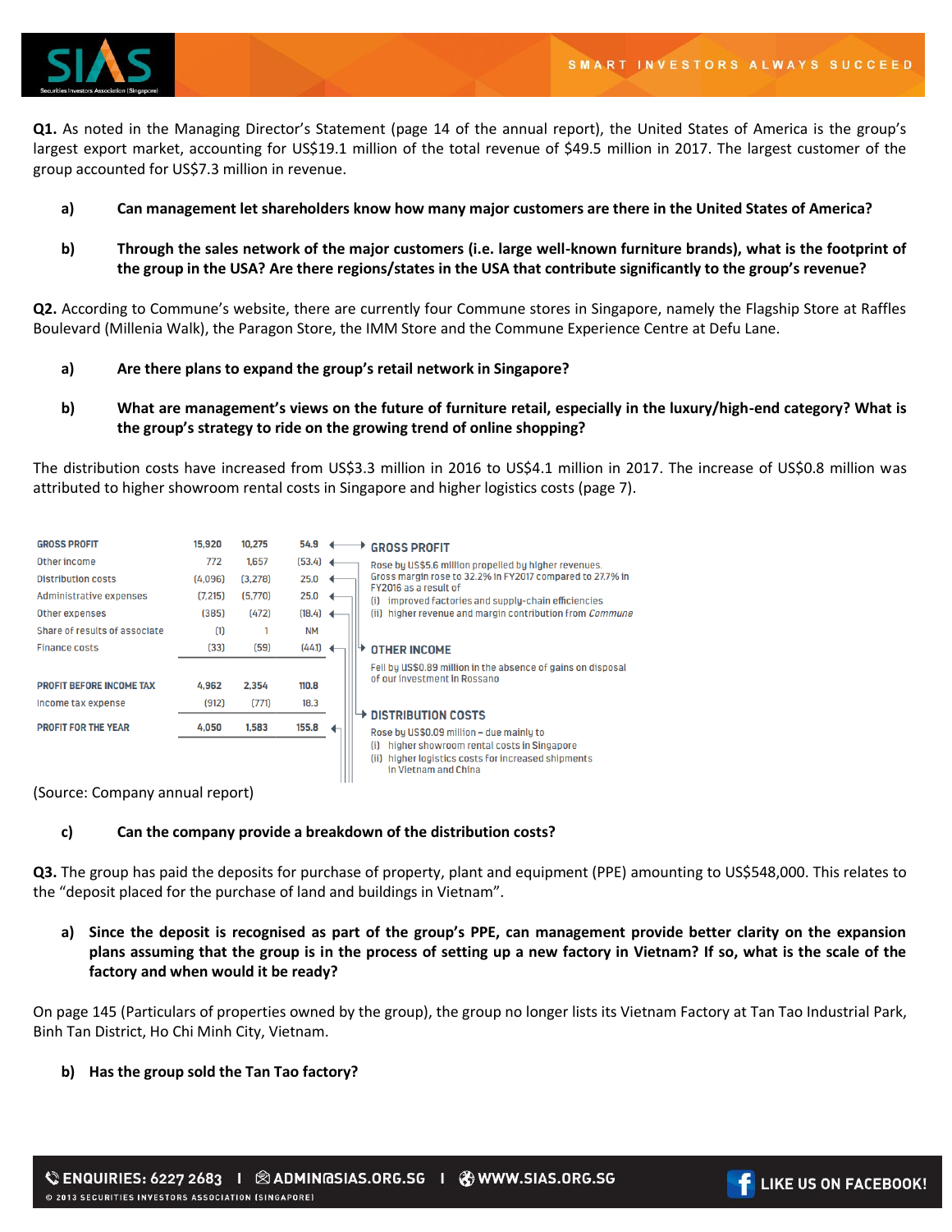**Q1.** As noted in the Managing Director's Statement (page 14 of the annual report), the United States of America is the group's largest export market, accounting for US$19.1 million of the total revenue of $49.5 million in 2017. The largest customer of the group accounted for US$7.3 million in revenue.

- **a) Can management let shareholders know how many major customers are there in the United States of America?**

- **b) Through the sales network of the major customers (i.e. large well-known furniture brands), what is the footprint of the group in the USA? Are there regions/states in the USA that contribute significantly to the group's revenue?**

**Q2.** According to Commune's website, there are currently four Commune stores in Singapore, namely the Flagship Store at Raffles Boulevard (Millenia Walk), the Paragon Store, the IMM Store and the Commune Experience Centre at Defu Lane.

- **a) Are there plans to expand the group's retail network in Singapore?**

- **b) What are management's views on the future of furniture retail, especially in the luxury/high-end category? What is the group's strategy to ride on the growing trend of online shopping?**

The distribution costs have increased from US$3.3 million in 2016 to US$4.1 million in 2017. The increase of US$0.8 million was attributed to higher showroom rental costs in Singapore and higher logistics costs (page 7).

| | | | |
|---|---|---|---|
| **GROSS PROFIT** | 15,920 | 10,275 | 54.9 |
| Other income | 772 | 1,657 | (53.4) |
| Distribution costs | (4,096) | (3,278) | 25.0 |
| Administrative expenses | (7,215) | (5,770) | 25.0 |
| Other expenses | (385) | (472) | (18.4) |
| Share of results of associate | (1) | 1 | NM |
| Finance costs | (33) | (59) | (44.1) |
| **PROFIT BEFORE INCOME TAX** | 4,962 | 2,354 | 110.8 |
| Income tax expense | (912) | (771) | 18.3 |
| **PROFIT FOR THE YEAR** | 4,050 | 1,583 | 155.8 |

**GROSS PROFIT**

Rose by US$5.6 million propelled by higher revenues.
Gross margin rose to 32.2% in FY2017 compared to 27.7% in FY2016 as a result of
(i) improved factories and supply-chain efficiencies
(ii) higher revenue and margin contribution from *Commune*

**OTHER INCOME**

Fell by US$0.89 million in the absence of gains on disposal of our investment in Rossano

**DISTRIBUTION COSTS**

Rose by US$0.09 million – due mainly to
(i) higher showroom rental costs in Singapore
(ii) higher logistics costs for increased shipments in Vietnam and China

(Source: Company annual report)

- **c) Can the company provide a breakdown of the distribution costs?**

**Q3.** The group has paid the deposits for purchase of property, plant and equipment (PPE) amounting to US$548,000. This relates to the "deposit placed for the purchase of land and buildings in Vietnam".

- **a) Since the deposit is recognised as part of the group's PPE, can management provide better clarity on the expansion plans assuming that the group is in the process of setting up a new factory in Vietnam? If so, what is the scale of the factory and when would it be ready?**

On page 145 (Particulars of properties owned by the group), the group no longer lists its Vietnam Factory at Tan Tao Industrial Park, Binh Tan District, Ho Chi Minh City, Vietnam.

- **b) Has the group sold the Tan Tao factory?**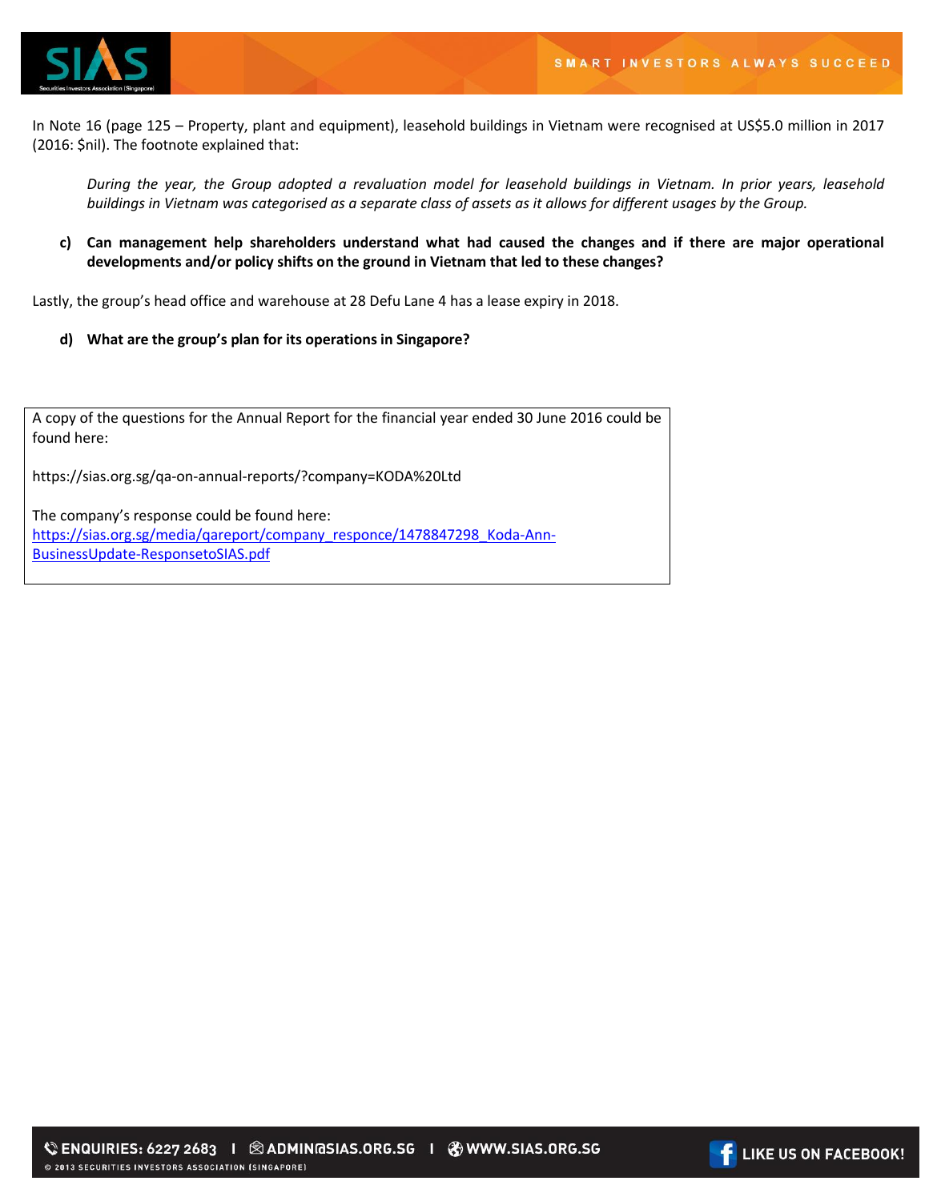In Note 16 (page 125 – Property, plant and equipment), leasehold buildings in Vietnam were recognised at US$5.0 million in 2017 (2016: $nil). The footnote explained that:

> *During the year, the Group adopted a revaluation model for leasehold buildings in Vietnam. In prior years, leasehold buildings in Vietnam was categorised as a separate class of assets as it allows for different usages by the Group.*

**c) Can management help shareholders understand what had caused the changes and if there are major operational developments and/or policy shifts on the ground in Vietnam that led to these changes?**

Lastly, the group's head office and warehouse at 28 Defu Lane 4 has a lease expiry in 2018.

**d) What are the group's plan for its operations in Singapore?**

A copy of the questions for the Annual Report for the financial year ended 30 June 2016 could be found here:

https://sias.org.sg/qa-on-annual-reports/?company=KODA%20Ltd

The company's response could be found here:
[https://sias.org.sg/media/qareport/company_responce/1478847298_Koda-Ann-BusinessUpdate-ResponsetoSIAS.pdf](https://sias.org.sg/media/qareport/company_responce/1478847298_Koda-Ann-BusinessUpdate-ResponsetoSIAS.pdf)